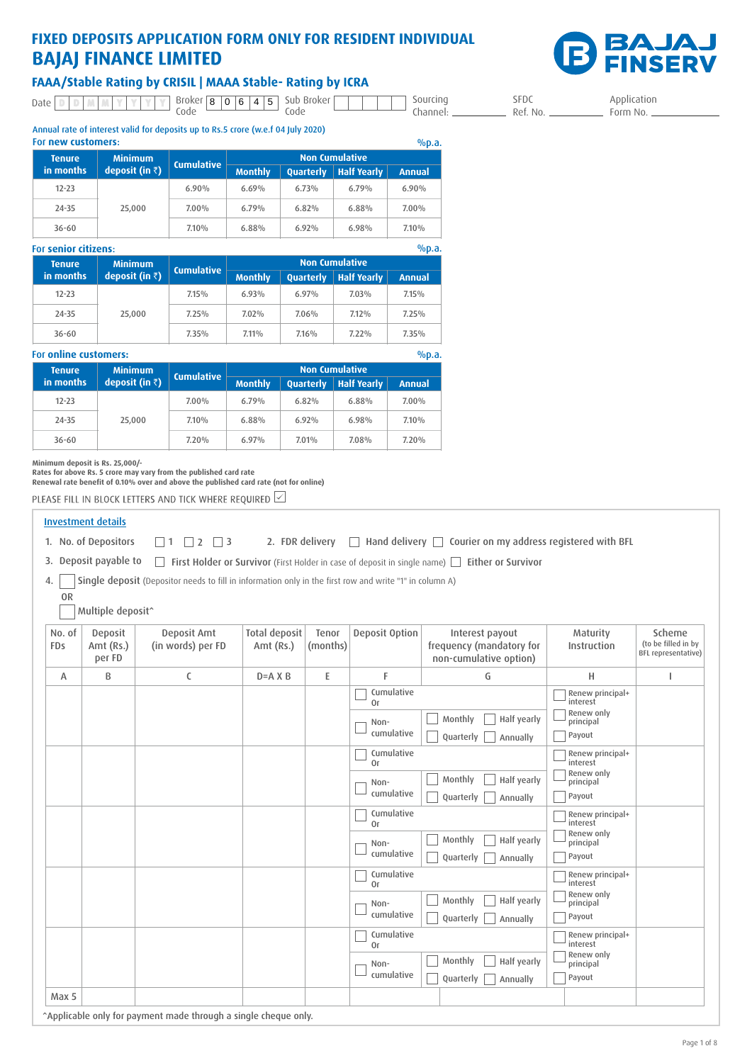# FIXED DEPOSITS APPLICATION FORM ONLY FOR RESIDENT INDIVIDUAL

# BAJAJ FINANCE LIMITED

BAJAJ FINSERV

## FAAA/Stable Rating by CRISIL | MAAA Stable- Rating by ICRA

Date D D M M Y Y Y Y Broker Code 8 0 6 4 5 Sub Broker Code _____ Sourcing Channel: __________ SFDC Ref. No. __________ Application Form No. __________

Annual rate of interest valid for deposits up to Rs.5 crore (w.e.f 04 July 2020)

**For new customers:** %p.a.

| Tenure in months | Minimum deposit (in ₹) | Cumulative | Non Cumulative | | | |
|---|---|---|---|---|---|---|
| | | | Monthly | Quarterly | Half Yearly | Annual |
| 12-23 | 25,000 | 6.90% | 6.69% | 6.73% | 6.79% | 6.90% |
| 24-35 | | 7.00% | 6.79% | 6.82% | 6.88% | 7.00% |
| 36-60 | | 7.10% | 6.88% | 6.92% | 6.98% | 7.10% |

**For senior citizens:** %p.a.

| Tenure in months | Minimum deposit (in ₹) | Cumulative | Non Cumulative | | | |
|---|---|---|---|---|---|---|
| | | | Monthly | Quarterly | Half Yearly | Annual |
| 12-23 | 25,000 | 7.15% | 6.93% | 6.97% | 7.03% | 7.15% |
| 24-35 | | 7.25% | 7.02% | 7.06% | 7.12% | 7.25% |
| 36-60 | | 7.35% | 7.11% | 7.16% | 7.22% | 7.35% |

**For online customers:** %p.a.

| Tenure in months | Minimum deposit (in ₹) | Cumulative | Non Cumulative | | | |
|---|---|---|---|---|---|---|
| | | | Monthly | Quarterly | Half Yearly | Annual |
| 12-23 | 25,000 | 7.00% | 6.79% | 6.82% | 6.88% | 7.00% |
| 24-35 | | 7.10% | 6.88% | 6.92% | 6.98% | 7.10% |
| 36-60 | | 7.20% | 6.97% | 7.01% | 7.08% | 7.20% |

**Minimum deposit is Rs. 25,000/-**
**Rates for above Rs. 5 crore may vary from the published card rate**
**Renewal rate benefit of 0.10% over and above the published card rate (not for online)**

PLEASE FILL IN BLOCK LETTERS AND TICK WHERE REQUIRED ☑

## Investment details

1. No. of Depositors ☐ 1 ☐ 2 ☐ 3   2. FDR delivery ☐ Hand delivery ☐ Courier on my address registered with BFL

3. Deposit payable to ☐ First Holder or Survivor (First Holder in case of deposit in single name) ☐ Either or Survivor

4. ☐ Single deposit (Depositor needs to fill in information only in the first row and write "1" in column A)

OR

☐ Multiple deposit^

| No. of FDs | Deposit Amt (Rs.) per FD | Deposit Amt (in words) per FD | Total deposit Amt (Rs.) | Tenor (months) | Deposit Option | Interest payout frequency (mandatory for non-cumulative option) | Maturity Instruction | Scheme (to be filled in by BFL representative) |
|---|---|---|---|---|---|---|---|---|
| A | B | C | D=A X B | E | F | G | H | I |
| | | | | | ☐ Cumulative Or ☐ Non-cumulative | ☐ Monthly ☐ Half yearly ☐ Quarterly ☐ Annually | ☐ Renew principal+interest ☐ Renew only principal ☐ Payout | |
| | | | | | ☐ Cumulative Or ☐ Non-cumulative | ☐ Monthly ☐ Half yearly ☐ Quarterly ☐ Annually | ☐ Renew principal+interest ☐ Renew only principal ☐ Payout | |
| | | | | | ☐ Cumulative Or ☐ Non-cumulative | ☐ Monthly ☐ Half yearly ☐ Quarterly ☐ Annually | ☐ Renew principal+interest ☐ Renew only principal ☐ Payout | |
| | | | | | ☐ Cumulative Or ☐ Non-cumulative | ☐ Monthly ☐ Half yearly ☐ Quarterly ☐ Annually | ☐ Renew principal+interest ☐ Renew only principal ☐ Payout | |
| | | | | | ☐ Cumulative Or ☐ Non-cumulative | ☐ Monthly ☐ Half yearly ☐ Quarterly ☐ Annually | ☐ Renew principal+interest ☐ Renew only principal ☐ Payout | |
| Max 5 | | | | | | | | |

^Applicable only for payment made through a single cheque only.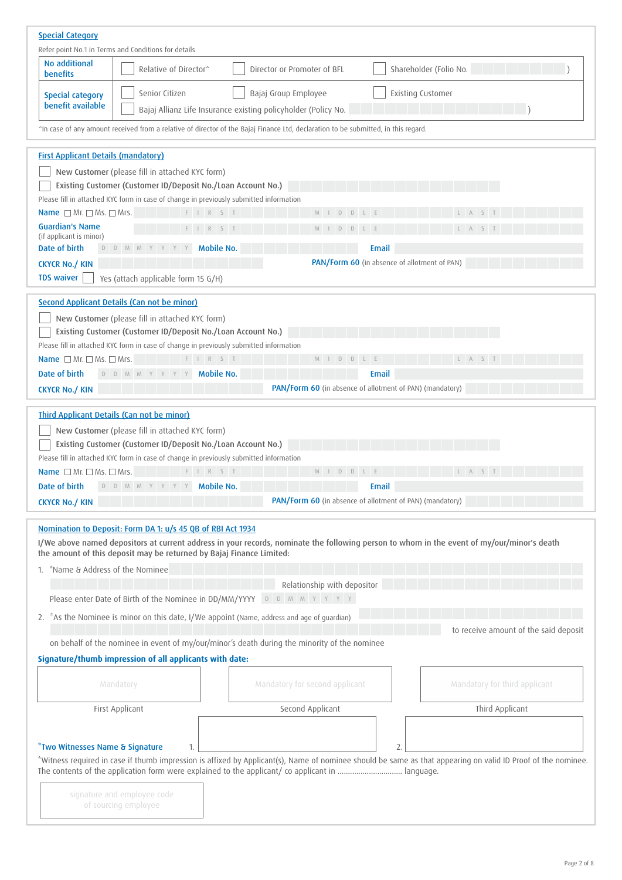## Special Category

Refer point No.1 in Terms and Conditions for details

| | |
|---|---|
| **No additional benefits** | ☐ Relative of Director^ ☐ Director or Promoter of BFL ☐ Shareholder (Folio No. ) |
| **Special category benefit available** | ☐ Senior Citizen ☐ Bajaj Group Employee ☐ Existing Customer ☐ Bajaj Allianz Life Insurance existing policyholder (Policy No. ) |

^In case of any amount received from a relative of director of the Bajaj Finance Ltd, declaration to be submitted, in this regard.

## First Applicant Details (mandatory)

☐ **New Customer** (please fill in attached KYC form)

☐ **Existing Customer (Customer ID/Deposit No./Loan Account No.)**

Please fill in attached KYC form in case of change in previously submitted information

**Name** ☐ Mr. ☐ Ms. ☐ Mrs. FIRST MIDDLE LAST

**Guardian's Name** (if applicant is minor) FIRST MIDDLE LAST

**Date of birth** DDMMYYYY **Mobile No.** **Email**

**CKYCR No./ KIN** **PAN/Form 60** (in absence of allotment of PAN)

**TDS waiver** ☐ Yes (attach applicable form 15 G/H)

## Second Applicant Details (Can not be minor)

☐ **New Customer** (please fill in attached KYC form)

☐ **Existing Customer (Customer ID/Deposit No./Loan Account No.)**

Please fill in attached KYC form in case of change in previously submitted information

**Name** ☐ Mr. ☐ Ms. ☐ Mrs. FIRST MIDDLE LAST

**Date of birth** DDMMYYYY **Mobile No.** **Email**

**CKYCR No./ KIN** **PAN/Form 60** (in absence of allotment of PAN) (mandatory)

## Third Applicant Details (Can not be minor)

☐ **New Customer** (please fill in attached KYC form)

☐ **Existing Customer (Customer ID/Deposit No./Loan Account No.)**

Please fill in attached KYC form in case of change in previously submitted information

**Name** ☐ Mr. ☐ Ms. ☐ Mrs. FIRST MIDDLE LAST

**Date of birth** DDMMYYYY **Mobile No.** **Email**

**CKYCR No./ KIN** **PAN/Form 60** (in absence of allotment of PAN) (mandatory)

## Nomination to Deposit: Form DA 1: u/s 45 QB of RBI Act 1934

**I/We above named depositors at current address in your records, nominate the following person to whom in the event of my/our/minor's death the amount of this deposit may be returned by Bajaj Finance Limited:**

1. *Name & Address of the Nominee

   Relationship with depositor

   Please enter Date of Birth of the Nominee in DD/MM/YYYY DDMMYYYY

2. *As the Nominee is minor on this date, I/We appoint (Name, address and age of guardian) to receive amount of the said deposit on behalf of the nominee in event of my/our/minor's death during the minority of the nominee

**Signature/thumb impression of all applicants with date:**

| Mandatory | Mandatory for second applicant | Mandatory for third applicant |
|---|---|---|
| First Applicant | Second Applicant | Third Applicant |

***Two Witnesses Name & Signature** 1. 2.

*Witness required in case if thumb impression is affixed by Applicant(s), Name of nominee should be same as that appearing on valid ID Proof of the nominee. The contents of the application form were explained to the applicant/ co applicant in ................................ language.

signature and employee code of sourcing employee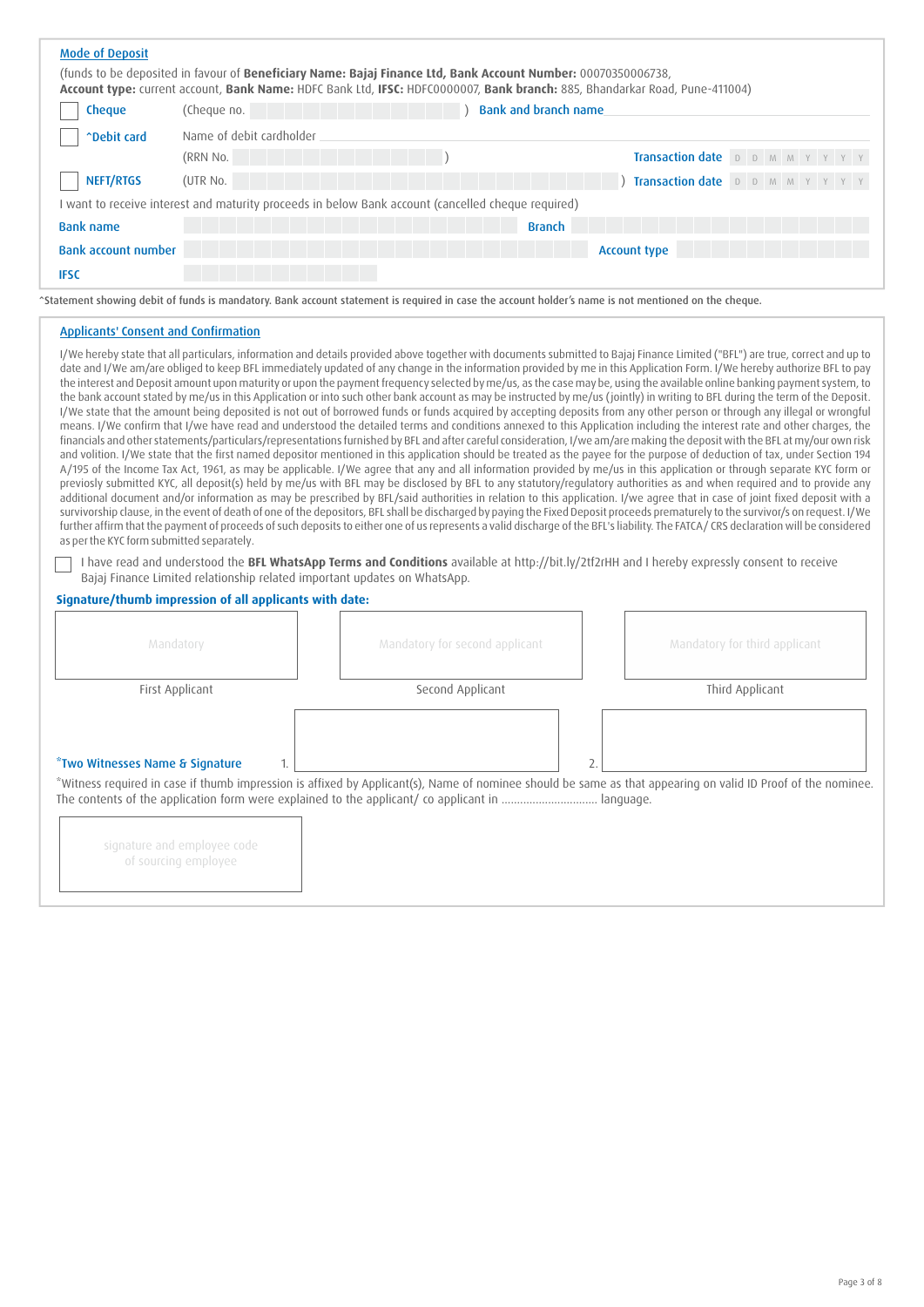## Mode of Deposit

(funds to be deposited in favour of **Beneficiary Name: Bajaj Finance Ltd, Bank Account Number:** 00070350006738, **Account type:** current account, **Bank Name:** HDFC Bank Ltd, **IFSC:** HDFC0000007, **Bank branch:** 885, Bhandarkar Road, Pune-411004)

- ☐ **Cheque** (Cheque no. ______________ ) **Bank and branch name** ______________
- ☐ **^Debit card** Name of debit cardholder ______________
  (RRN No. ______________ ) **Transaction date** D D M M Y Y Y Y
- ☐ **NEFT/RTGS** (UTR No. ______________ ) **Transaction date** D D M M Y Y Y Y

I want to receive interest and maturity proceeds in below Bank account (cancelled cheque required)

**Bank name** ______________ **Branch** ______________

**Bank account number** ______________ **Account type** ______________

**IFSC** ______________

^Statement showing debit of funds is mandatory. Bank account statement is required in case the account holder's name is not mentioned on the cheque.

## Applicants' Consent and Confirmation

I/We hereby state that all particulars, information and details provided above together with documents submitted to Bajaj Finance Limited ("BFL") are true, correct and up to date and I/We am/are obliged to keep BFL immediately updated of any change in the information provided by me in this Application Form. I/We hereby authorize BFL to pay the interest and Deposit amount upon maturity or upon the payment frequency selected by me/us, as the case may be, using the available online banking payment system, to the bank account stated by me/us in this Application or into such other bank account as may be instructed by me/us (jointly) in writing to BFL during the term of the Deposit. I/We state that the amount being deposited is not out of borrowed funds or funds acquired by accepting deposits from any other person or through any illegal or wrongful means. I/We confirm that I/we have read and understood the detailed terms and conditions annexed to this Application including the interest rate and other charges, the financials and other statements/particulars/representations furnished by BFL and after careful consideration, I/we am/are making the deposit with the BFL at my/our own risk and volition. I/We state that the first named depositor mentioned in this application should be treated as the payee for the purpose of deduction of tax, under Section 194 A/195 of the Income Tax Act, 1961, as may be applicable. I/We agree that any and all information provided by me/us in this application or through separate KYC form or previosly submitted KYC, all deposit(s) held by me/us with BFL may be disclosed by BFL to any statutory/regulatory authorities as and when required and to provide any additional document and/or information as may be prescribed by BFL/said authorities in relation to this application. I/we agree that in case of joint fixed deposit with a survivorship clause, in the event of death of one of the depositors, BFL shall be discharged by paying the Fixed Deposit proceeds prematurely to the survivor/s on request. I/We further affirm that the payment of proceeds of such deposits to either one of us represents a valid discharge of the BFL's liability. The FATCA/ CRS declaration will be considered as per the KYC form submitted separately.

☐ I have read and understood the **BFL WhatsApp Terms and Conditions** available at http://bit.ly/2tf2rHH and I hereby expressly consent to receive Bajaj Finance Limited relationship related important updates on WhatsApp.

**Signature/thumb impression of all applicants with date:**

| Mandatory | Mandatory for second applicant | Mandatory for third applicant |
|---|---|---|
| First Applicant | Second Applicant | Third Applicant |

**\*Two Witnesses Name & Signature** 1. ______________ 2. ______________

*Witness required in case if thumb impression is affixed by Applicant(s), Name of nominee should be same as that appearing on valid ID Proof of the nominee. The contents of the application form were explained to the applicant/ co applicant in ............................... language.

signature and employee code of sourcing employee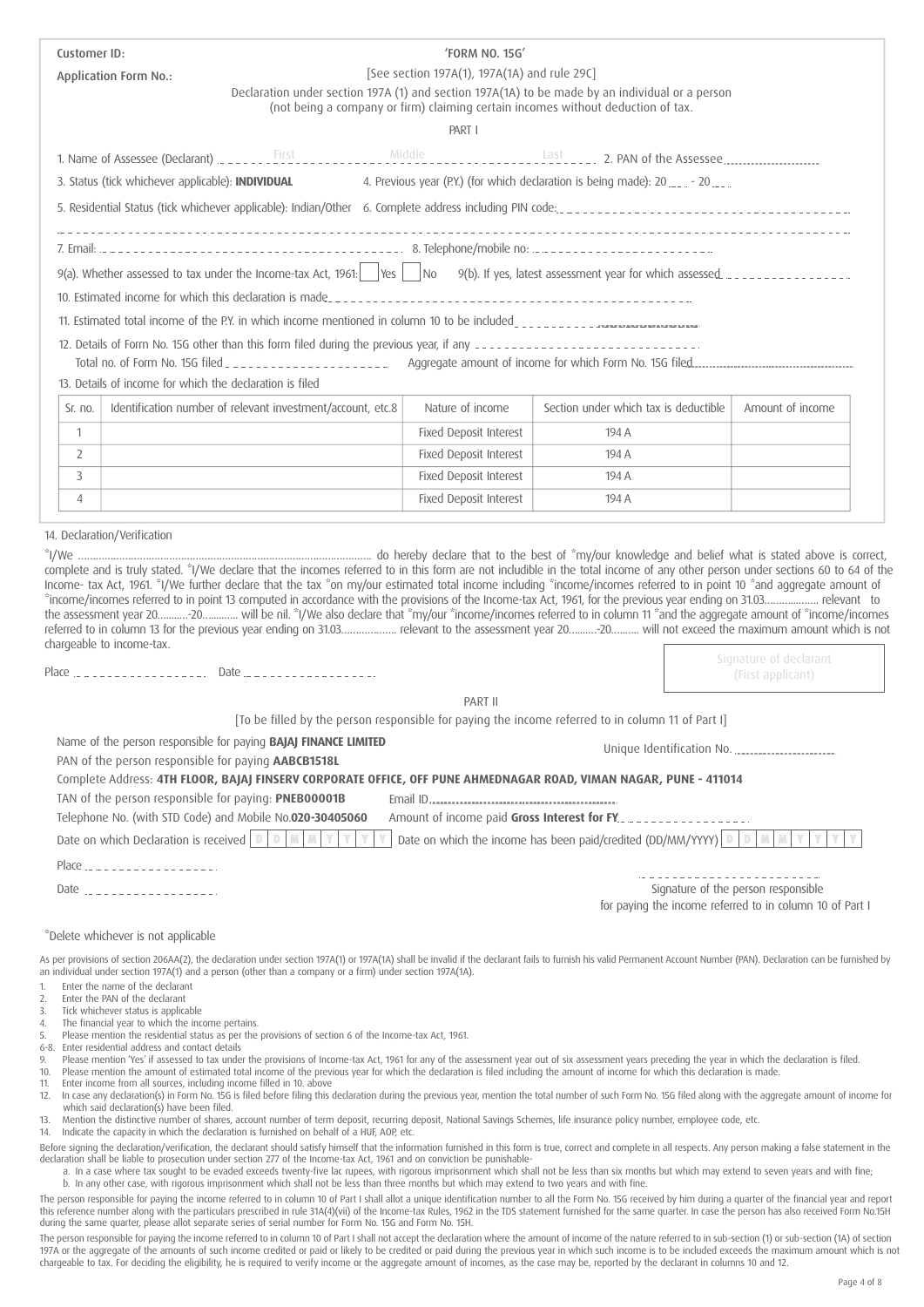Customer ID:

Application Form No.:

# 'FORM NO. 15G'

[See section 197A(1), 197A(1A) and rule 29C]

Declaration under section 197A (1) and section 197A(1A) to be made by an individual or a person (not being a company or firm) claiming certain incomes without deduction of tax.

## PART I

1. Name of Assessee (Declarant) First Middle Last 2. PAN of the Assessee

3. Status (tick whichever applicable): **INDIVIDUAL** 4. Previous year (P.Y.) (for which declaration is being made): 20 - 20

5. Residential Status (tick whichever applicable): Indian/Other 6. Complete address including PIN code:

7. Email: 8. Telephone/mobile no:

9(a). Whether assessed to tax under the Income-tax Act, 1961: Yes No 9(b). If yes, latest assessment year for which assessed

10. Estimated income for which this declaration is made

11. Estimated total income of the P.Y. in which income mentioned in column 10 to be included

12. Details of Form No. 15G other than this form filed during the previous year, if any

Total no. of Form No. 15G filed Aggregate amount of income for which Form No. 15G filed

13. Details of income for which the declaration is filed

| Sr. no. | Identification number of relevant investment/account, etc.8 | Nature of income | Section under which tax is deductible | Amount of income |
|---|---|---|---|---|
| 1 | | Fixed Deposit Interest | 194 A | |
| 2 | | Fixed Deposit Interest | 194 A | |
| 3 | | Fixed Deposit Interest | 194 A | |
| 4 | | Fixed Deposit Interest | 194 A | |

14. Declaration/Verification

*I/We ...................................................................................................... do hereby declare that to the best of *my/our knowledge and belief what is stated above is correct, complete and is truly stated. *I/We declare that the incomes referred to in this form are not includible in the total income of any other person under sections 60 to 64 of the Income- tax Act, 1961. *I/We further declare that the tax *on my/our estimated total income including *income/incomes referred to in point 10 *and aggregate amount of *income/incomes referred to in point 13 computed in accordance with the provisions of the Income-tax Act, 1961, for the previous year ending on 31.03.................. relevant to the assessment year 20...........-20............ will be nil. *I/We also declare that *my/our *income/incomes referred to in column 11 *and the aggregate amount of *income/incomes referred to in column 13 for the previous year ending on 31.03.................. relevant to the assessment year 20..........-20.......... will not exceed the maximum amount which is not chargeable to income-tax.

Place Date

Signature of declarant (First applicant)

## PART II

[To be filled by the person responsible for paying the income referred to in column 11 of Part I]

Name of the person responsible for paying **BAJAJ FINANCE LIMITED** Unique Identification No.

PAN of the person responsible for paying **AABCB1518L**

Complete Address: **4TH FLOOR, BAJAJ FINSERV CORPORATE OFFICE, OFF PUNE AHMEDNAGAR ROAD, VIMAN NAGAR, PUNE - 411014**

TAN of the person responsible for paying: **PNEB00001B** Email ID

Telephone No. (with STD Code) and Mobile No.**020-30405060** Amount of income paid **Gross Interest for FY**

Date on which Declaration is received D D M M Y Y Y Y Date on which the income has been paid/credited (DD/MM/YYYY) D D M M Y Y Y Y

Place

Date

Signature of the person responsible for paying the income referred to in column 10 of Part I

*Delete whichever is not applicable

As per provisions of section 206AA(2), the declaration under section 197A(1) or 197A(1A) shall be invalid if the declarant fails to furnish his valid Permanent Account Number (PAN). Declaration can be furnished by an individual under section 197A(1) and a person (other than a company or a firm) under section 197A(1A).

1. Enter the name of the declarant
2. Enter the PAN of the declarant
3. Tick whichever status is applicable
4. The financial year to which the income pertains.
5. Please mention the residential status as per the provisions of section 6 of the Income-tax Act, 1961.

6-8. Enter residential address and contact details

9. Please mention 'Yes' if assessed to tax under the provisions of Income-tax Act, 1961 for any of the assessment year out of six assessment years preceding the year in which the declaration is filed.
10. Please mention the amount of estimated total income of the previous year for which the declaration is filed including the amount of income for which this declaration is made.
11. Enter income from all sources, including income filled in 10. above
12. In case any declaration(s) in Form No. 15G is filed before filing this declaration during the previous year, mention the total number of such Form No. 15G filed along with the aggregate amount of income for which said declaration(s) have been filed.
13. Mention the distinctive number of shares, account number of term deposit, recurring deposit, National Savings Schemes, life insurance policy number, employee code, etc.
14. Indicate the capacity in which the declaration is furnished on behalf of a HUF, AOP, etc.

Before signing the declaration/verification, the declarant should satisfy himself that the information furnished in this form is true, correct and complete in all respects. Any person making a false statement in the declaration shall be liable to prosecution under section 277 of the Income-tax Act, 1961 and on conviction be punishable-

a. In a case where tax sought to be evaded exceeds twenty-five lac rupees, with rigorous imprisonment which shall not be less than six months but which may extend to seven years and with fine;
b. In any other case, with rigorous imprisonment which shall not be less than three months but which may extend to two years and with fine.

The person responsible for paying the income referred to in column 10 of Part I shall allot a unique identification number to all the Form No. 15G received by him during a quarter of the financial year and report this reference number along with the particulars prescribed in rule 31A(4)(vii) of the Income-tax Rules, 1962 in the TDS statement furnished for the same quarter. In case the person has also received Form No.15H during the same quarter, please allot separate series of serial number for Form No. 15G and Form No. 15H.

The person responsible for paying the income referred to in column 10 of Part I shall not accept the declaration where the amount of income of the nature referred to in sub-section (1) or sub-section (1A) of section 197A or the aggregate of the amounts of such income credited or paid or likely to be credited or paid during the previous year in which such income is to be included exceeds the maximum amount which is not chargeable to tax. For deciding the eligibility, he is required to verify income or the aggregate amount of incomes, as the case may be, reported by the declarant in columns 10 and 12.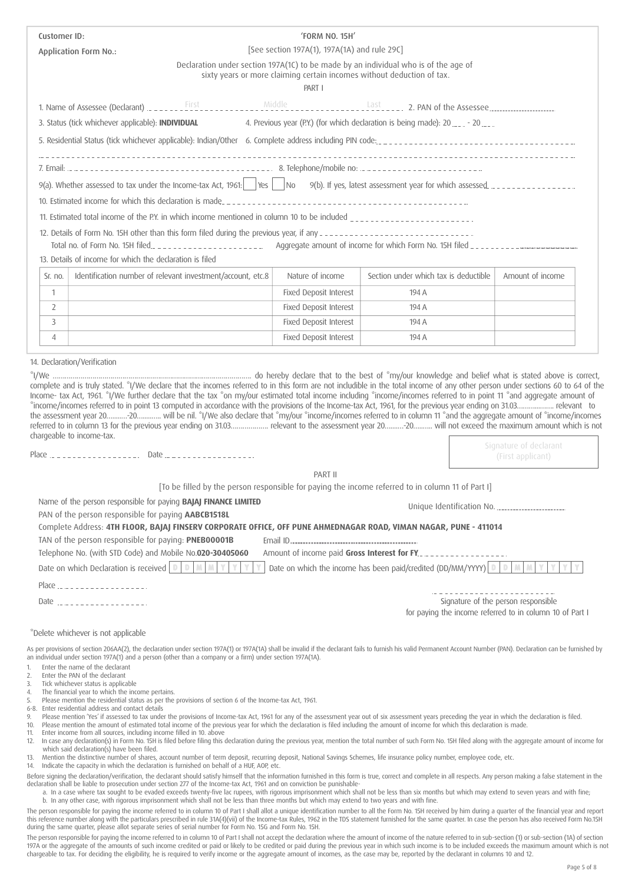Customer ID:

Application Form No.:

# 'FORM NO. 15H'

[See section 197A(1), 197A(1A) and rule 29C]

Declaration under section 197A(1C) to be made by an individual who is of the age of sixty years or more claiming certain incomes without deduction of tax.

## PART I

1. Name of Assessee (Declarant) ________ First ________ Middle ________ Last ________ 2. PAN of the Assessee ____________

3. Status (tick whichever applicable): **INDIVIDUAL** 4. Previous year (P.Y.) (for which declaration is being made): 20 ___ - 20 ___

5. Residential Status (tick whichever applicable): Indian/Other 6. Complete address including PIN code: ____________________________

7. Email: ____________________________ 8. Telephone/mobile no: ____________________

9(a). Whether assessed to tax under the Income-tax Act, 1961: [ ] Yes [ ] No 9(b). If yes, latest assessment year for which assessed ____________

10. Estimated income for which this declaration is made ____________________________

11. Estimated total income of the P.Y. in which income mentioned in column 10 to be included ____________________

12. Details of Form No. 15H other than this form filed during the previous year, if any ____________________
Total no. of Form No. 15H filed ____________________ Aggregate amount of income for which Form No. 15H filed ____________________

13. Details of income for which the declaration is filed

| Sr. no. | Identification number of relevant investment/account, etc.8 | Nature of income | Section under which tax is deductible | Amount of income |
|---|---|---|---|---|
| 1 | | Fixed Deposit Interest | 194 A | |
| 2 | | Fixed Deposit Interest | 194 A | |
| 3 | | Fixed Deposit Interest | 194 A | |
| 4 | | Fixed Deposit Interest | 194 A | |

14. Declaration/Verification

*I/We ........................................................................................ do hereby declare that to the best of *my/our knowledge and belief what is stated above is correct, complete and is truly stated. *I/We declare that the incomes referred to in this form are not includible in the total income of any other person under sections 60 to 64 of the Income- tax Act, 1961. *I/We further declare that the tax *on my/our estimated total income including *income/incomes referred to in point 11 *and aggregate amount of *income/incomes referred to in point 13 computed in accordance with the provisions of the Income-tax Act, 1961, for the previous year ending on 31.03.................. relevant to the assessment year 20...........-20............ will be nil. *I/We also declare that *my/our *income/incomes referred to in column 11 *and the aggregate amount of *income/incomes referred to in column 13 for the previous year ending on 31.03.................. relevant to the assessment year 20..........-20.......... will not exceed the maximum amount which is not chargeable to income-tax.

Place ____________________ Date ____________________

Signature of declarant (First applicant)

## PART II

[To be filled by the person responsible for paying the income referred to in column 11 of Part I]

Name of the person responsible for paying **BAJAJ FINANCE LIMITED**

Unique Identification No. ____________________

PAN of the person responsible for paying **AABCB1518L**

Complete Address: **4TH FLOOR, BAJAJ FINSERV CORPORATE OFFICE, OFF PUNE AHMEDNAGAR ROAD, VIMAN NAGAR, PUNE - 411014**

TAN of the person responsible for paying: **PNEB00001B** Email ID ............................................

Telephone No. (with STD Code) and Mobile No. **020-30405060** Amount of income paid **Gross Interest for FY** ____________________

Date on which Declaration is received D D M M Y Y Y Y Date on which the income has been paid/credited (DD/MM/YYYY) D D M M Y Y Y Y

Place ____________________

Date ____________________

____________________
Signature of the person responsible for paying the income referred to in column 10 of Part I

*Delete whichever is not applicable

As per provisions of section 206AA(2), the declaration under section 197A(1) or 197A(1A) shall be invalid if the declarant fails to furnish his valid Permanent Account Number (PAN). Declaration can be furnished by an individual under section 197A(1) and a person (other than a company or a firm) under section 197A(1A).

1. Enter the name of the declarant
2. Enter the PAN of the declarant
3. Tick whichever status is applicable
4. The financial year to which the income pertains.
5. Please mention the residential status as per the provisions of section 6 of the Income-tax Act, 1961.

6-8. Enter residential address and contact details

9. Please mention 'Yes' if assessed to tax under the provisions of Income-tax Act, 1961 for any of the assessment year out of six assessment years preceding the year in which the declaration is filed.
10. Please mention the amount of estimated total income of the previous year for which the declaration is filed including the amount of income for which this declaration is made.
11. Enter income from all sources, including income filled in 10. above
12. In case any declaration(s) in Form No. 15H is filed before filing this declaration during the previous year, mention the total number of such Form No. 15H filed along with the aggregate amount of income for which said declaration(s) have been filed.
13. Mention the distinctive number of shares, account number of term deposit, recurring deposit, National Savings Schemes, life insurance policy number, employee code, etc.
14. Indicate the capacity in which the declaration is furnished on behalf of a HUF, AOP, etc.

Before signing the declaration/verification, the declarant should satisfy himself that the information furnished in this form is true, correct and complete in all respects. Any person making a false statement in the declaration shall be liable to prosecution under section 277 of the Income-tax Act, 1961 and on conviction be punishable-

a. In a case where tax sought to be evaded exceeds twenty-five lac rupees, with rigorous imprisonment which shall not be less than six months but which may extend to seven years and with fine;
b. In any other case, with rigorous imprisonment which shall not be less than three months but which may extend to two years and with fine.

The person responsible for paying the income referred to in column 10 of Part I shall allot a unique identification number to all the Form No. 15H received by him during a quarter of the financial year and report this reference number along with the particulars prescribed in rule 31A(4)(vii) of the Income-tax Rules, 1962 in the TDS statement furnished for the same quarter. In case the person has also received Form No.15H during the same quarter, please allot separate series of serial number for Form No. 15G and Form No. 15H.

The person responsible for paying the income referred to in column 10 of Part I shall not accept the declaration where the amount of income of the nature referred to in sub-section (1) or sub-section (1A) of section 197A or the aggregate of the amounts of such income credited or paid or likely to be credited or paid during the previous year in which such income is to be included exceeds the maximum amount which is not chargeable to tax. For deciding the eligibility, he is required to verify income or the aggregate amount of incomes, as the case may be, reported by the declarant in columns 10 and 12.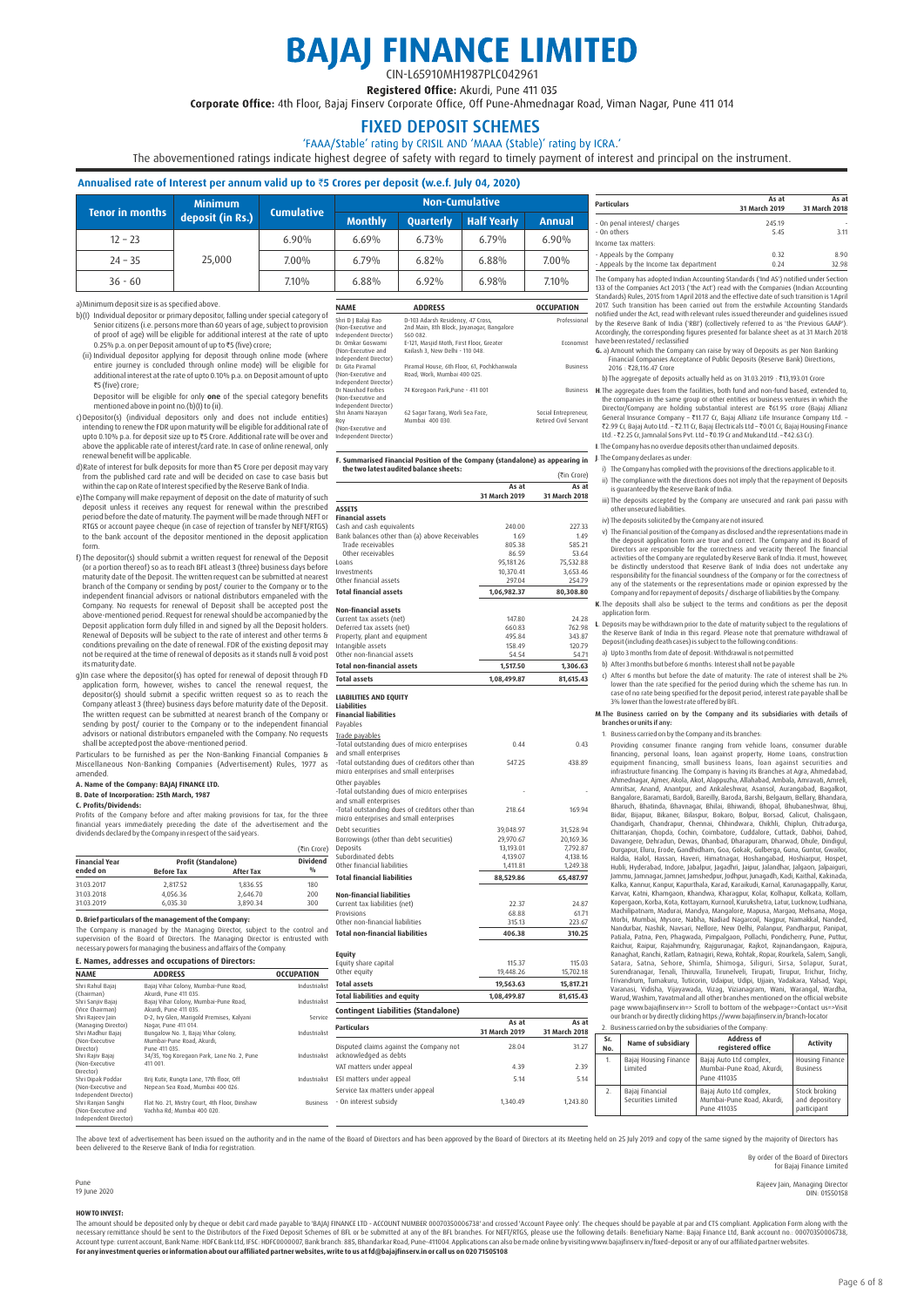# BAJAJ FINANCE LIMITED

CIN-L65910MH1987PLC042961

**Registered Office:** Akurdi, Pune 411 035

**Corporate Office:** 4th Floor, Bajaj Finserv Corporate Office, Off Pune-Ahmednagar Road, Viman Nagar, Pune 411 014

## FIXED DEPOSIT SCHEMES

'FAAA/Stable' rating by CRISIL AND 'MAAA (Stable)' rating by ICRA.'

The abovementioned ratings indicate highest degree of safety with regard to timely payment of interest and principal on the instrument.

### Annualised rate of Interest per annum valid up to ₹5 Crores per deposit (w.e.f. July 04, 2020)

| Tenor in months | Minimum deposit (in Rs.) | Cumulative | Non-Cumulative | | | |
|---|---|---|---|---|---|---|
| | | | Monthly | Quarterly | Half Yearly | Annual |
| 12 – 23 | 25,000 | 6.90% | 6.69% | 6.73% | 6.79% | 6.90% |
| 24 – 35 | | 7.00% | 6.79% | 6.82% | 6.88% | 7.00% |
| 36 - 60 | | 7.10% | 6.88% | 6.92% | 6.98% | 7.10% |

a) Minimum deposit size is as specified above.

b) (i) Individual depositor or primary depositor, falling under special category of Senior citizens (i.e. persons more than 60 years of age, subject to provision of proof of age) will be eligible for additional interest at the rate of upto 0.25% p.a. on per Deposit amount of up to ₹5 (five) crore;

(ii) Individual depositor applying for deposit through online mode (where entire journey is concluded through online mode) will be eligible for additional interest at the rate of upto 0.10% p.a. on Deposit amount of upto ₹5 (five) crore;

Depositor will be eligible for only **one** of the special category benefits mentioned above in point no.(b)(i) to (ii).

c) Depositor(s) (individual depositors only and does not include entities) intending to renew the FDR upon maturity will be eligible for additional rate of upto 0.10% p.a. for deposit size up to ₹5 Crore. Additional rate will be over and above the applicable rate of interest/card rate. In case of online renewal, only renewal benefit will be applicable.

d) Rate of interest for bulk deposits for more than ₹5 Crore per deposit may vary from the published card rate and will be decided on case to case basis but within the cap on Rate of Interest specified by the Reserve Bank of India.

e) The Company will make repayment of deposit on the date of maturity of such deposit unless it receives any request for renewal within the prescribed period before the date of maturity. The payment will be made through NEFT or RTGS or account payee cheque (in case of rejection of transfer by NEFT/RTGS) to the bank account of the depositor mentioned in the deposit application form.

f) The depositor(s) should submit a written request for renewal of the Deposit (or a portion thereof) so as to reach BFL atleast 3 (three) business days before maturity date of the Deposit. The written request can be submitted at nearest branch of the Company or sending by post/ courier to the Company or to the independent financial advisors or national distributors empanelled with the Company. No requests for renewal of Deposit shall be accepted post the above-mentioned period. Request for renewal should be accompanied by the Deposit application form duly filled in and signed by all the Deposit holders. Renewal of Deposits will be subject to the rate of interest and other terms & conditions prevailing on the date of renewal. FDR of the existing deposit may not be required at the time of renewal of deposits as it stands null & void post its maturity date.

g) In case where the depositor(s) has opted for renewal of deposit through FD application form, however, wishes to cancel the renewal request, the depositor(s) should submit a specific written request so as to reach the Company atleast 3 (three) business days before maturity date of the Deposit. The written request can be submitted at nearest branch of the Company or sending by post/ courier to the Company or to the independent financial advisors or national distributors empanelled with the Company. No requests shall be accepted post the above-mentioned period.

Particulars to be furnished as per the Non-Banking Financial Companies & Miscellaneous Non-Banking Companies (Advertisement) Rules, 1977 as amended.

**A. Name of the Company: BAJAJ FINANCE LTD.**

**B. Date of Incorporation: 25th March, 1987**

**C. Profits/Dividends:**

Profits of the Company before and after making provisions for tax, for the three financial years immediately preceding the date of the advertisement and the dividends declared by the Company in respect of the said years.

(₹in Crore)

| Financial Year ended on | Profit (Standalone) | | Dividend % |
|---|---|---|---|
| | Before Tax | After Tax | |
| 31.03.2017 | 2,817.52 | 1,836.55 | 180 |
| 31.03.2018 | 4,056.36 | 2,646.70 | 200 |
| 31.03.2019 | 6,035.30 | 3,890.34 | 300 |

**D. Brief particulars of the management of the Company:**

The Company is managed by the Managing Director, subject to the control and supervision of the Board of Directors. The Managing Director is entrusted with necessary powers for managing the business and affairs of the Company.

**E. Names, addresses and occupations of Directors:**

| NAME | ADDRESS | OCCUPATION |
|---|---|---|
| Shri Rahul Bajaj (Chairman) | Bajaj Vihar Colony, Mumbai-Pune Road, Akurdi, Pune 411 035. | Industrialist |
| Shri Sanjiv Bajaj (Vice Chairman) | Bajaj Vihar Colony, Mumbai-Pune Road, Akurdi, Pune 411 035. | Industrialist |
| Shri Rajeev Jain (Managing Director) | D-2, Ivy Glen, Marigold Premises, Kalyani Nagar, Pune 411 014. | Service |
| Shri Madhur Bajaj (Non-Executive Director) | Bungalow No. 3, Bajaj Vihar Colony, Mumbai-Pune Road, Akurdi, Pune 411 035. | Industrialist |
| Shri Rajiv Bajaj (Non-Executive Director) | 34/35, Yog Koregaon Park, Lane No. 2, Pune 411 001. | Industrialist |
| Shri Dipak Poddar (Non-Executive and Independent Director) | Brij Kutir, Rungta Lane, 17th floor, Off Nepean Sea Road, Mumbai 400 026. | Industrialist |
| Shri Ranjan Sanghi (Non-Executive and Independent Director) | Flat No. 21, Mistry Court, 4th Floor, Dinshaw Vachha Rd, Mumbai 400 020. | Business |
| Shri D J Balaji Rao (Non-Executive and Independent Director) | D-103 Adarsh Residency, 47 Cross, 2nd Main, 8th Block, Jayanagar, Bangalore 560 082. | Professional |
| Dr. Omkar Goswami (Non-Executive and Independent Director) | E-121, Masjid Moth, First Floor, Greater Kailash 3, New Delhi - 110 048. | Economist |
| Dr. Gita Piramal (Non-Executive and Independent Director) | Piramal House, 6th Floor, 61, Pochkhanwala Road, Worli, Mumbai 400 025. | Business |
| Dr Naushad Forbes (Non-Executive and Independent Director) | 74 Koregaon Park,Pune - 411 001 | Business |
| Shri Anami Narayan Roy (Non-Executive and Independent Director) | 62 Sagar Tarang, Worli Sea Face, Mumbai 400 030. | Social Entrepreneur, Retired Civil Servant |

**F. Summarised Financial Position of the Company (standalone) as appearing in the two latest audited balance sheets:**

(₹in Crore)

| | As at 31 March 2019 | As at 31 March 2018 |
|---|---|---|
| **ASSETS** | | |
| **Financial assets** | | |
| Cash and cash equivalents | 240.00 | 227.33 |
| Bank balances other than (a) above Receivables | 1.69 | 1.49 |
| Trade receivables | 805.38 | 585.21 |
| Other receivables | 86.59 | 53.64 |
| Loans | 95,181.26 | 75,532.88 |
| Investments | 10,370.41 | 3,653.46 |
| Other financial assets | 297.04 | 254.79 |
| **Total financial assets** | **1,06,982.37** | **80,308.80** |
| **Non-financial assets** | | |
| Current tax assets (net) | 147.80 | 24.28 |
| Deferred tax assets (net) | 660.83 | 762.98 |
| Property, plant and equipment | 495.84 | 343.87 |
| Intangible assets | 158.49 | 120.79 |
| Other non-financial assets | 54.54 | 54.71 |
| **Total non-financial assets** | **1,517.50** | **1,306.63** |
| **Total assets** | **1,08,499.87** | **81,615.43** |
| **LIABILITIES AND EQUITY** | | |
| **Liabilities** | | |
| **Financial liabilities** | | |
| Payables | | |
| Trade payables | | |
| -Total outstanding dues of micro enterprises and small enterprises | 0.44 | 0.43 |
| -Total outstanding dues of creditors other than micro enterprises and small enterprises | 547.25 | 438.89 |
| Other payables | | |
| -Total outstanding dues of micro enterprises and small enterprises | - | - |
| -Total outstanding dues of creditors other than micro enterprises and small enterprises | 218.64 | 169.94 |
| Debt securities | 39,048.97 | 31,528.94 |
| Borrowings (other than debt securities) | 29,970.67 | 20,169.36 |
| Deposits | 13,193.01 | 7,792.87 |
| Subordinated debts | 4,139.07 | 4,138.16 |
| Other financial liabilities | 1,411.81 | 1,249.38 |
| **Total financial liabilities** | **88,529.86** | **65,487.97** |
| **Non-financial liabilities** | | |
| Current tax liabilities (net) | 22.37 | 24.87 |
| Provisions | 68.88 | 61.71 |
| Other non-financial liabilities | 315.13 | 223.67 |
| **Total non-financial liabilities** | **406.38** | **310.25** |
| **Equity** | | |
| Equity share capital | 115.37 | 115.03 |
| Other equity | 19,448.26 | 15,702.18 |
| **Total assets** | **19,563.63** | **15,817.21** |
| **Total liabilities and equity** | **1,08,499.87** | **81,615.43** |

**Contingent Liabilities (Standalone)**

| Particulars | As at 31 March 2019 | As at 31 March 2018 |
|---|---|---|
| Disputed claims against the Company not acknowledged as debts | 28.04 | 31.27 |
| VAT matters under appeal | 4.39 | 2.39 |
| ESI matters under appeal | 5.14 | 5.14 |
| Service tax matters under appeal | | |
| - On interest subsidy | 1,340.49 | 1,243.80 |
| - On penal interest/ charges | 245.19 | - |
| - On others | 5.45 | 3.11 |
| Income tax matters: | | |
| - Appeals by the Company | 0.32 | 8.90 |
| - Appeals by the Income tax department | 0.24 | 32.98 |

The Company has adopted Indian Accounting Standards ('Ind AS') notified under Section 133 of the Companies Act 2013 ('the Act') read with the Companies (Indian Accounting Standards) Rules, 2015 from 1 April 2018 and the effective date of such transition is 1 April 2017. Such transition has been carried out from the erstwhile Accounting Standards notified under the Act, read with relevant rules issued thereunder and guidelines issued by the Reserve Bank of India ('RBI') (collectively referred to as 'the Previous GAAP'). Accordingly, the corresponding figures presented for balance sheet as at 31 March 2018 have been restated / reclassified

**G.** a) Amount which the Company can raise by way of Deposits as per Non Banking Financial Companies Acceptance of Public Deposits (Reserve Bank) Directions, 2016 : ₹28,116.47 Crore

b) The aggregate of deposits actually held as on 31.03.2019 : ₹13,193.01 Crore

**H.** The aggregate dues from the facilities, both fund and non-fund based, extended to, the companies in the same group or other entities or business ventures in which the Director/Company are holding substantial interest are ₹61.95 crore (Bajaj Allianz General Insurance Company – ₹11.77 Cr, Bajaj Allianz Life Insurance Company Ltd. – ₹2.99 Cr, Bajaj Auto Ltd. – ₹2.11 Cr, Bajaj Electricals Ltd –₹0.01 Cr, Bajaj Housing Finance Ltd.- ₹2.25 Cr, Jamnalal Sons Pvt. Ltd –₹0.19 Cr and Mukand Ltd. –₹42.63 Cr).

**I.** The Company has no overdue deposits other than unclaimed deposits.

**J.** The Company declares as under:

i) The Company has complied with the provisions of the directions applicable to it.

ii) The compliance with the directions does not imply that the repayment of Deposits is guaranteed by the Reserve Bank of India.

iii) The deposits accepted by the Company are unsecured and rank pari passu with other unsecured liabilities.

iv) The deposits solicited by the Company are not insured.

v) The Financial position of the Company as disclosed and the representations made in the deposit application form are true and correct. The Company and its Board of Directors are responsible for the correctness and veracity thereof. The financial activities of the Company are regulated by Reserve Bank of India. It must, however, be distinctly understood that Reserve Bank of India does not undertake any responsibility for the financial soundness of the Company or for the correctness of any of the statements or the representations made or opinion expressed by the Company and for repayment of deposits / discharge of liabilities by the Company.

**K.** The deposits shall also be subject to the terms and conditions as per the deposit application form.

**L.** Deposits may be withdrawn prior to the date of maturity subject to the regulations of the Reserve Bank of India in this regard. Please note that premature withdrawal of Deposit (including death cases) is subject to the following conditions:

a) Upto 3 months from date of deposit: Withdrawal is not permitted

b) After 3 months but before 6 months: Interest shall not be payable

c) After 6 months but before the date of maturity: The rate of interest shall be 2% lower than the rate specified for the period during which the scheme has run. In case of no rate being specified for the deposit period, interest rate payable shall be 3% lower than the lowest rate offered by BFL.

**M.** **The Business carried on by the Company and its subsidiaries with details of branches or units if any:**

1. Business carried on by the Company and its branches:

Providing consumer finance ranging from vehicle loans, consumer durable financing, personal loans, loan against property, Home Loans, construction equipment financing, small business loans, loan against securities and infrastructure financing. The Company is having its Branches at Agra, Ahmedabad, Ahmednagar, Ajmer, Akola, Akot, Alappuzha, Allahabad, Ambala, Amravati, Amreli, Amritsar, Anand, Anantpur, and Ankaleshwar, Asansol, Aurangabad, Bagalkot, Bangalore, Baramati, Bardoli, Bareilly, Baroda, Barshi, Belgaum, Bellary, Bhandara, Bharuch, Bhatinda, Bhavnagar, Bhilai, Bhiwandi, Bhopal, Bhubaneshwar, Bhuj, Bidar, Bijapur, Bikaner, Bilaspur, Bokaro, Bolpur, Borsad, Calicut, Chalisgaon, Chandigarh, Chandrapur, Chennai, Chhindwara, Chikhli, Chiplun, Chitradurga, Chittaranjan, Chopda, Cochin, Coimbatore, Cuddalore, Cuttack, Dahod, Davangere, Dehradun, Dewas, Dhanbad, Dharapuram, Dharwad, Dhule, Dindigul, Durgapur, Eluru, Erode, Gandhidham, Goa, Gokak, Gulberga, Guna, Guntur, Gwalior, Haldia, Halol, Hassan, Haveri, Himatnagar, Hoshangabad, Hoshiarpur, Hospet, Hubli, Hyderabad, Indore, Jabalpur, Jagadhri, Jaipur, Jalandhar, Jalgaon, Jalpaiguri, Jammu, Jamnagar, Jamner, Jamshedpur, Jodhpur, Junagadh, Kadi, Kaithal, Kakinada, Kalka, Kannur, Kanpur, Kapurthala, Karad, Karaikudi, Karnal, Karunagappally, Karur, Karwar, Katni, Khamgaon, Khandwa, Kharagpur, Kolar, Kolhapur, Kolkata, Kollam, Kopergaon, Korba, Kota, Kottayam, Kurnool, Kurukshetra, Latur, Lucknow, Ludhiana, Machilipatnam, Madurai, Mandya, Mangalore, Mapusa, Margao, Mehsana, Moga, Morbi, Mumbai, Mysore, Nabha, Nadiad Nagarcoil, Nagpur, Namakkal, Nanded, Nandurbar, Nashik, Navsari, Nellore, New Delhi, Palanpur, Pandharpur, Panipat, Patiala, Patna, Pen, Phagwada, Pimpalgaon, Pollachi, Pondichery, Pune, Puttur, Raichur, Raipur, Rajahmundry, Rajgurunagar, Rajkot, Rajnandangaon, Rajpura, Ranaghat, Ranchi, Ratlam, Ratnagiri, Rewa, Rohtak, Ropar, Rourkela, Salem, Sangli, Satara, Satna, Sehore, Shimla, Shimoga, Siliguri, Sirsa, Solapur, Surat, Surendranagar, Tenali, Thiruvalla, Tirunelveli, Tirupati, Tirupur, Trichur, Trichy, Trivandrum, Tumakuru, Tuticorin, Udaipur, Udipi, Ujjain, Vadakara, Valsad, Vapi, Varanasi, Vidisha, Vijayawada, Vizag, Vizianagram, Wani, Warangal, Wardha, Warud, Washim, Yavatmal and all other branches mentioned on the official website page www.bajajfinserv.in=> Scroll to bottom of the webpage=>Contact us=>Visit our branch or by directly clicking https://www.bajajfinserv.in/branch-locator

2. Business carried on by the subsidiaries of the Company:

| Sr. No. | Name of subsidiary | Address of registered office | Activity |
|---|---|---|---|
| 1. | Bajaj Housing Finance Limited | Bajaj Auto Ltd complex, Mumbai-Pune Road, Akurdi, Pune 411035 | Housing Finance Business |
| 2. | Bajaj Financial Securities Limited | Bajaj Auto Ltd complex, Mumbai-Pune Road, Akurdi, Pune 411035 | Stock broking and depository participant |

The above text of advertisement has been issued on the authority and in the name of the Board of Directors and has been approved by the Board of Directors at its Meeting held on 25 July 2019 and copy of the same signed by the majority of Directors has been delivered to the Reserve Bank of India for registration.

By order of the Board of Directors
for Bajaj Finance Limited

Pune
19 June 2020

Rajeev Jain, Managing Director
DIN: 01550158

**HOW TO INVEST:**

The amount should be deposited only by cheque or debit card made payable to 'BAJAJ FINANCE LTD - ACCOUNT NUMBER 00070350006738' and crossed 'Account Payee only'. The cheques should be payable at par and CTS compliant. Application Form along with the necessary remittance should be sent to the Distributors of the Fixed Deposit Schemes of BFL or be submitted at any of the BFL branches. For NEFT/RTGS, please use the following details: Beneficiary Name: Bajaj Finance Ltd, Bank account no.: 00070350006738, Account type: current account, Bank Name: HDFC Bank Ltd, IFSC: HDFC0000007, Bank branch: 885, Bhandarkar Road, Pune-411004. Applications can also be made online by visiting www.bajajfinserv.in/fixed-deposit or any of our affiliated partner websites.
**For any investment queries or information about our affiliated partner websites, write to us at fd@bajajfinserv.in or call us on 020 71505108**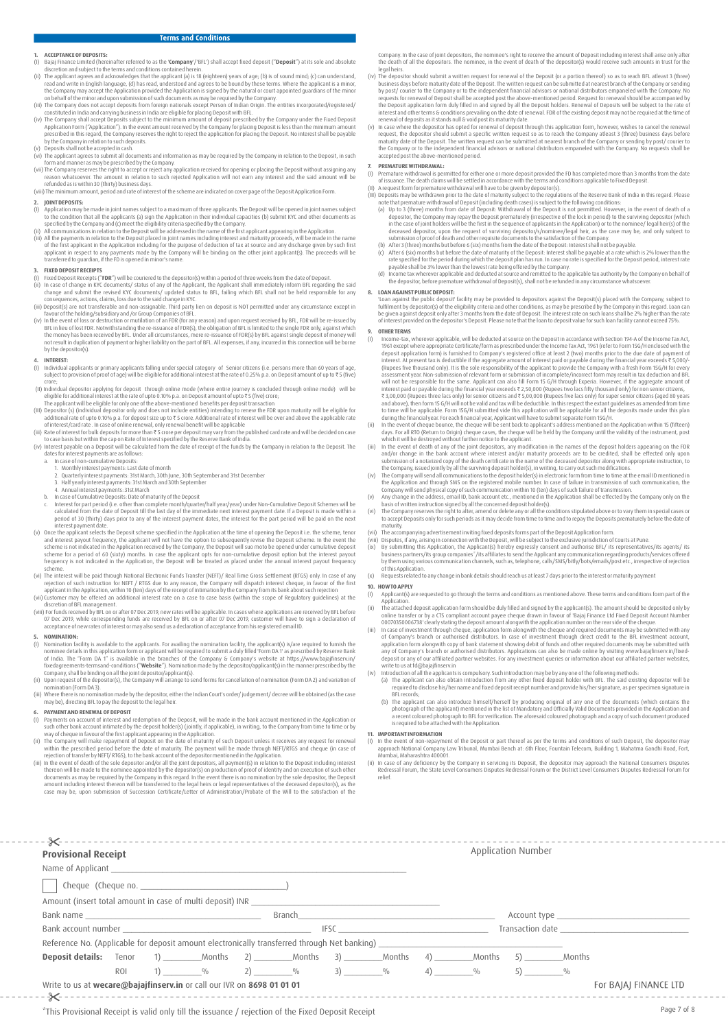## Terms and Conditions

### 1. ACCEPTANCE OF DEPOSITS:

(i) Bajaj Finance Limited (hereinafter referred to as the '**Company**'/'BFL') shall accept fixed deposit ("**Deposit**") at its sole and absolute discretion and subject to the terms and conditions contained herein.

(ii) The applicant agrees and acknowledges that the applicant (a) is 18 (eighteen) years of age; (b) is of sound mind; (c) can understand, read and write in English language, (d) has read, understood and agrees to be bound by these terms. Where the applicant is a minor, the Company may accept the Application provided the Application is signed by the natural or court appointed guardians of the minor on behalf of the minor and upon submission of such documents as may be required by the Company.

(iii) The Company does not accept deposits from foreign nationals except Person of Indian Origin. The entities incorporated/registered/constituted in India and carrying business in India are eligible for placing Deposit with BFL.

(iv) The Company shall accept Deposits subject to the minimum amount of deposit prescribed by the Company under the Fixed Deposit Application Form ("Application"). In the event amount received by the Company for placing Deposit is less than the minimum amount prescribed in this regard, the Company reserves the right to reject the application for placing the Deposit. No interest shall be payable by the Company in relation to such deposits.

(v) Deposits shall not be accepted in cash.

(vi) The applicant agrees to submit all documents and information as may be required by the Company in relation to the Deposit, in such form and manner as may be prescribed by the Company.

(vii) The Company reserves the right to accept or reject any application received for opening or placing the Deposit without assigning any reason whatsoever. The amount in relation to such rejected Application will not earn any interest and the said amount will be refunded as is within 30 (thirty) business days.

(viii) The minimum amount, period and rate of interest of the scheme are indicated on cover page of the Deposit Application Form.

### 2. JOINT DEPOSITS:

(i) Application may be made in joint names subject to a maximum of three applicants. The Deposit will be opened in joint names subject to the condition that all the applicants (a) sign the Application in their individual capacities (b) submit KYC and other documents as specified by the Company and (c) meet the eligibility criteria specified by the Company.

(ii) All communications in relation to the Deposit will be addressed in the name of the first applicant appearing in the Application.

(iii) All the payments in relation to the Deposit placed in joint names including interest and maturity proceeds, will be made in the name of the first applicant in the Application including for the purpose of deduction of tax at source and any discharge given by such first applicant in respect to any payments made by the Company will be binding on the other joint applicant(s). The proceeds will be transferred to guardian, if the FD is opened in minor's name.

### 3. FIXED DEPOSIT RECEIPTS

(i) Fixed Deposit Receipts ("**FDR**") will be couriered to the depositor(s) within a period of three weeks from the date of Deposit.

(ii) In case of change in KYC documents/ status of any of the Applicant, the Applicant shall immediately inform BFL regarding the said change and submit the revised KYC documents/ updated status to BFL, failing which BFL shall not be held responsible for any consequences, actions, claims, loss due to the said change in KYC.

(iii) Deposit(s) are not transferable and non-assignable. Third party lien on deposit is NOT permitted under any circumstance except in favour of the holding/subsidiary and /or Group Companies of BFL.

(iv) In the event of loss or destruction or mutilation of an FDR (for any reason) and upon request received by BFL, FDR will be re-issued by BFL in lieu of lost FDR. Notwithstanding the re-issuance of FDR(s), the obligation of BFL is limited to the single FDR only, against which the money has been received by BFL. Under all circumstances, mere re-issuance of FDR(s) by BFL against single deposit of money will not result in duplication of payment or higher liability on the part of BFL. All expenses, if any, incurred in this connection will be borne by the depositor(s).

### 4. INTEREST:

(I) Individual applicants or primary applicants falling under special category of Senior citizens (i.e. persons more than 60 years of age, subject to provision of proof of age) will be eligible for additional interest at the rate of 0.25% p.a. on Deposit amount of upto ₹ 5 (five) crore;

(II) Individual depositor applying for deposit through online mode (where entire journey is concluded through online mode) will be eligible for additional interest at the rate of upto 0.10% p.a. on Deposit amount of upto ₹ 5 (five) crore; The applicant will be eligible for only one of the above-mentioned benefits per deposit transaction

(III) Depositor (s) (individual depositor only and does not include entities) intending to renew the FDR upon maturity will be eligible for additional rate of upto 0.10% p.a. for deposit size up to ₹ 5 crore. Additional rate of interest will be over and above the applicable rate of interest/card rate . In case of online renewal, only renewal benefit will be applicable

(iii) Rate of interest for bulk deposits for more than ₹ 5 crore per deposit may vary from the published card rate and will be decided on case to case basis but within the cap on Rate of interest specified by the Reserve Bank of India.

(iv) Interest payable on a Deposit will be calculated from the date of receipt of the funds by the Company in relation to the Deposit. The dates for interest payments are as follows:

a. In case of non-cumulative Deposits:
   1. Monthly interest payments: Last date of month
   2. Quarterly interest payments: 31st March, 30th June, 30th September and 31st December
   3. Half yearly interest payments: 31st March and 30th September
   4. Annual interest payments: 31st March

b. In case of Cumulative Deposits: Date of maturity of the Deposit

c. Interest for part period (i.e. other than complete month/quarter/half year/year) under Non-Cumulative Deposit Schemes will be calculated from the date of Deposit till the last day of the immediate next interest payment date. If a Deposit is made within a period of 30 (thirty) days prior to any of the interest payment dates, the interest for the part period will be paid on the next interest payment date.

(v) Once the applicant selects the Deposit scheme specified in the Application at the time of opening the Deposit i.e. the scheme, tenor and interest payout frequency, the applicant will not have the option to subsequently revise the Deposit scheme. In the event the scheme is not indicated in the Application received by the Company, the Deposit will suo moto be opened under cumulative deposit scheme for a period of 60 (sixty) months. In case the applicant opts for non-cumulative deposit option but the interest payout frequency is not indicated in the Application, the Deposit will be treated as placed under the annual interest payout frequency scheme.

(vi) The interest will be paid through National Electronic Funds Transfer (NEFT)/ Real Time Gross Settlement (RTGS) only. In case of any rejection of such instruction for NEFT / RTGS due to any reason, the Company will dispatch interest cheque, in favour of the first applicant in the Application, within 10 (ten) days of the receipt of intimation by the Company from its bank about such rejection

(vii) Customer may be offered an additional interest rate on a case to case basis (within the scope of Regulatory guidelines) at the discretion of BFL management.

(viii) For funds received by BFL on or after 07 Dec 2019, new rates will be applicable. In cases where applications are received by BFL before 07 Dec 2019, while corresponding funds are received by BFL on or after 07 Dec 2019, customer will have to sign a declaration of acceptance of new rates of interest or may also send us a declaration of acceptance from his registered email ID.

### 5. NOMINATION:

(i) Nomination facility is available to the applicants. For availing the nomination facility, the applicant(s) is/are required to furnish the nominee details in this application form or applicant will be required to submit a duly filled 'Form DA 1' as prescribed by Reserve Bank of India. The "Form DA 1" is available in the branches of the Company & Company's website at https://www.bajajfinserv.in/fixedagreements-termsand-conditions ("**Website**"). Nomination made by the depositor/applicant(s) in the manner prescribed by the Company, shall be binding on all the joint depositor/applicant(s).

(ii) Upon request of the depositor(s), the Company will arrange to send forms for cancellation of nomination (Form DA 2) and variation of nomination (Form DA 3).

(iii) Where there is no nomination made by the depositor, either the Indian Court's order/ judgement/ decree will be obtained (as the case may be), directing BFL to pay the deposit to the legal heir.

### 6. PAYMENT AND RENEWAL OF DEPOSIT

(i) Payments on account of interest and redemption of the Deposit, will be made in the bank account mentioned in the Application or such other bank account intimated by the deposit holder(s) (jointly, if applicable), in writing, to the Company from time to time or by way of cheque in favour of the first applicant appearing in the Application.

(ii) The Company will make repayment of Deposit on the date of maturity of such Deposit unless it receives any request for renewal within the prescribed period before the date of maturity. The payment will be made through NEFT/RTGS and cheque (in case of rejection of transfer by NEFT/ RTGS), to the bank account of the depositor mentioned in the Application.

(iii) In the event of death of the sole depositor and/or all the joint depositors, all payment(s) in relation to the Deposit including interest thereon will be made to the nominee appointed by the depositor(s) on production of proof of identity and on execution of such other documents as may be required by the Company in this regard. In the event there is no nomination by the sole depositor, the Deposit amount including interest thereon will be transferred to the legal heirs or legal representatives of the deceased depositor(s), as the case may be, upon submission of Succession Certificate/Letter of Administration/Probate of the Will to the satisfaction of the Company. In the case of joint depositors, the nominee's right to receive the amount of Deposit including interest shall arise only after the death of all the depositors. The nominee, in the event of death of the depositor(s) would receive such amounts in trust for the legal heirs.

(iv) The depositor should submit a written request for renewal of the Deposit (or a portion thereof) so as to reach BFL atleast 3 (three) business days before maturity date of the Deposit. The written request can be submitted at nearest branch of the Company or sending by post/ courier to the Company or to the independent financial advisors or national distributors empaneled with the Company. No requests for renewal of Deposit shall be accepted post the above-mentioned period. Request for renewal should be accompanied by the Deposit application form duly filled in and signed by all the Deposit holders. Renewal of Deposits will be subject to the rate of interest and other terms & conditions prevailing on the date of renewal. FDR of the existing deposit may not be required at the time of renewal of deposits as it stands null & void post its maturity date.

(v) In case where the depositor has opted for renewal of deposit through this application form, however, wishes to cancel the renewal request, the depositor should submit a specific written request so as to reach the Company atleast 3 (three) business days before maturity date of the Deposit. The written request can be submitted at nearest branch of the Company or sending by post/ courier to the Company or to the independent financial advisors or national distributors empaneled with the Company. No requests shall be accepted post the above-mentioned period.

### 7. PREMATURE WITHDRAWAL:

(I) Premature withdrawal is permitted for either one or more deposit provided the FD has completed more than 3 months from the date of issuance. The death claims will be settled in accordance with the terms and conditions applicable to Fixed Deposit.

(II) A request form for premature withdrawal will have to be given by depositor(s).

(III) Deposits may be withdrawn prior to the date of maturity subject to the regulations of the Reserve Bank of India in this regard. Please note that premature withdrawal of Deposit (including death cases) is subject to the following conditions:

(a) Up to 3 (three) months from date of Deposit: Withdrawal of the Deposit is not permitted. However, in the event of death of a depositor, the Company may repay the Deposit prematurely (irrespective of the lock in period) to the surviving depositor (which in the case of joint holders will be the first in the sequence of applicants in the Application) or to the nominee/ legal heir(s) of the deceased depositor, upon the request of surviving depositor/s/nominee/legal heir, as the case may be, and only subject to submission of proof of death and other requisite documents to the satisfaction of the Company.

(b) After 3 (three) months but before 6 (six) months from the date of the Deposit: Interest shall not be payable.

(c) After 6 (six) months but before the date of maturity of the Deposit: Interest shall be payable at a rate which is 2% lower than the rate specified for the period during which the deposit plan has run. In case no rate is specified for the Deposit period, interest rate payable shall be 3% lower than the lowest rate being offered by the Company.

(d) Income tax wherever applicable and deducted at source and remitted to the applicable tax authority by the Company on behalf of the depositor, before premature withdrawal of Deposit(s), shall not be refunded in any circumstance whatsoever.

### 8. LOAN AGAINST PUBLIC DEPOSIT:

'Loan against the public deposit' facility may be provided to depositors against the Deposit(s) placed with the Company, subject to fulfillment by depositor(s) of the eligibility criteria and other conditions, as may be prescribed by the Company in this regard. Loan can be given against deposit only after 3 months from the date of Deposit. The interest rate on such loans shall be 2% higher than the rate of interest provided on the depositor's Deposit. Please note that the loan to deposit value for such loan facility cannot exceed 75%.

### 9. OTHER TERMS

(i) Income-tax, wherever applicable, will be deducted at source on the Deposit in accordance with Section 194-A of the Income Tax Act, 1961 except where appropriate Certificate/form as prescribed under the Income Tax Act, 1961 (refer to Form 15G/H enclosed with the deposit application form) is furnished to Company's registered office at least 2 (two) months prior to the due date of payment of interest. At present tax is deductible if the aggregate amount of interest paid or payable during the financial year exceeds ₹ 5,000/- (Rupees five thousand only). It is the sole responsibility of the applicant to provide the Company with a fresh Form 15G/H for every assessment year. Non-submission of relevant form or submission of incomplete/incorrect form may result in tax deduction and BFL will not be responsible for the same. Applicant can also fill Form 15 G/H through Experia. However, if the aggregate amount of interest paid or payable during the financial year exceeds ₹ 2,50,000 (Rupees two lacs fifty thousand only) for non senior citizens, ₹ 3,00,000 (Rupees three lacs only) for senior citizens and ₹ 5,00,000 (Rupees five lacs only) for super senior citizens (aged 80 years and above), then form 15 G/H will not be valid and tax will be deductible. In this respect the extant guidelines as amended from time to time will be applicable. Form 15G/H submitted vide this application will be applicable for all the deposits made under this plan during the financial year. For each financial year, Applicant will have to submit separate Form 15G/H.

(ii) In the event of cheque bounce, the cheque will be sent back to applicant's address mentioned on the Application within 15 (fifteen) days. For all RTO (Return to Origin) cheque cases, the cheque will be held by the Company until the validity of the instrument, post which it will be destroyed without further notice to the applicant.

(iii) In the event of death of any of the joint depositors, any modification in the names of the deposit holders appearing on the FDR and/or change in the bank account where interest and/or maturity proceeds are to be credited, shall be effected only upon submission of a notarized copy of the death certificate in the name of the deceased depositor along with appropriate instruction, to the Company, issued jointly by all the surviving deposit holder(s), in writing, to carry out such modifications.

(iv) The Company will send all communications to the deposit holder(s) in electronic form from time to time at the email ID mentioned in the Application and through SMS on the registered mobile number. In case of failure in transmission of such communication, the Company will send physical copy of such communication within 10 (ten) days of such failure of transmission.

(v) Any change in the address, email ID, bank account etc., mentioned in the Application shall be effected by the Company only on the basis of written instruction signed by all the concerned deposit holder(s).

(vi) The Company reserves the right to alter, amend or delete any or all the conditions stipulated above or to vary them in special cases or to accept Deposits only for such periods as it may decide from time to time and to repay the Deposits prematurely before the date of maturity.

(vii) The accompanying advertisement inviting fixed deposits forms part of the Deposit Application form.

(viii) Disputes, if any, arising in connection with the Deposit, will be subject to the exclusive jurisdiction of Courts at Pune.

(ix) By submitting this Application, the Applicant(s) hereby expressly consent and authorise BFL/ its representatives/its agents/ its business partners/its group companies' /its affiliates to send the Applicant any communication regarding products/services offered by them using various communication channels, such as, telephone, calls/SMS/bitly/bots/emails/post etc., irrespective of rejection of this Application.

(x) Requests related to any change in bank details should reach us at least 7 days prior to the interest or maturity payment

### 10. HOW TO APPLY

(I) Applicant(s) are requested to go through the terms and conditions as mentioned above. These terms and conditions form part of the Application.

(ii) The attached deposit application form should be duly filled and signed by the applicant(s). The amount should be deposited only by online transfer or by a CTS compliant account payee cheque drawn in favour of 'Bajaj Finance Ltd Fixed Deposit Account Number 00070350006738' clearly stating the deposit amount along with the application number on the rear side of the cheque.

(iii) In case of investment through cheque, application form along with the cheque and required documents may be submitted with any of Company's branch or authorised distributors. In case of investment through direct credit to the BFL investment account, application form along with copy of bank statement showing debit of funds and other required documents may be submitted with any of Company's branch or authorised distributors. Applications can also be made online by visiting www.bajajfinserv.in/fixed-deposit or any of our affiliated partner websites. For any investment queries or information about our affiliated partner websites, write to us at fd@bajajfinserv.in

(iv) Introduction of all the applicants is compulsory. Such introduction may be by any one of the following methods:

(a) The applicant can also obtain introduction from any other fixed deposit holder with BFL. The said existing depositor will be required to disclose his/her name and fixed deposit receipt number and provide his/her signature, as per specimen signature in BFL records;

(b) The applicant can also introduce himself/herself by producing original of any one of the documents (which contains the photograph of the applicant) mentioned in the list of Mandatory and Officially Valid Documents provided in the Application and a recent coloured photograph to BFL for verification. The aforesaid coloured photograph and a copy of such document produced is required to be attached with the Application.

### 11. IMPORTANT INFORMATION

(I) In the event of non-repayment of the Deposit or part thereof as per the terms and conditions of such Deposit, the depositor may approach National Company Law Tribunal, Mumbai Bench at: 6th Floor, Fountain Telecom, Building 1, Mahatma Gandhi Road, Fort, Mumbai, Maharashtra 400001.

(ii) In case of any deficiency by the Company in servicing its Deposit, the depositor may approach the National Consumers Disputes Redressal Forum, the State Level Consumers Disputes Redressal Forum or the District Level Consumers Disputes Redressal Forum for relief.

---

## Provisional Receipt

Application Number

Name of Applicant ____________________________

☐ Cheque (Cheque no. ____________________)

Amount (insert total amount in case of multi deposit) INR ____________________

Bank name ____________________ Branch ____________________ Account type ____________________

Bank account number ____________________ IFSC ____________________ Transaction date ____________________

Reference No. (Applicable for deposit amount electronically transferred through Net banking) ____________________

| **Deposit details:** | Tenor | 1) ______Months | 2) ______Months | 3) ______Months | 4) ______Months | 5) ______Months |
|---|---|---|---|---|---|---|
| | ROI | 1) ______% | 2) ______% | 3) ______% | 4) ______% | 5) ______% |

Write to us at **wecare@bajajfinserv.in** or call our IVR on **8698 01 01 01**

For BAJAJ FINANCE LTD

*This Provisional Receipt is valid only till the issuance / rejection of the Fixed Deposit Receipt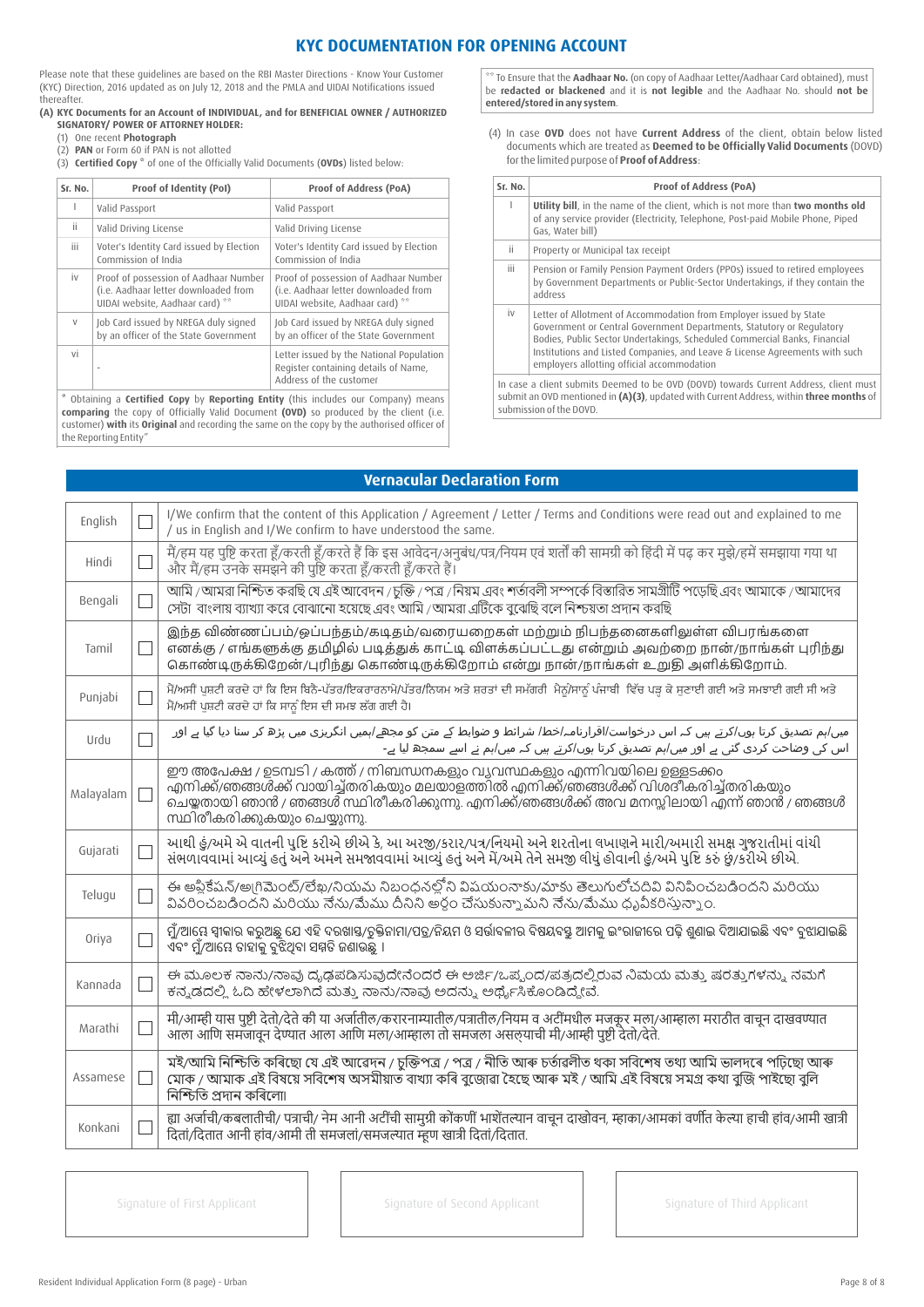# KYC DOCUMENTATION FOR OPENING ACCOUNT

Please note that these guidelines are based on the RBI Master Directions - Know Your Customer (KYC) Direction, 2016 updated as on July 12, 2018 and the PMLA and UIDAI Notifications issued thereafter.

**(A) KYC Documents for an Account of INDIVIDUAL, and for BENEFICIAL OWNER / AUTHORIZED SIGNATORY/ POWER OF ATTORNEY HOLDER:**

(1) One recent **Photograph**

(2) **PAN** or Form 60 if PAN is not allotted

(3) **Certified Copy** * of one of the Officially Valid Documents (**OVDs**) listed below:

| Sr. No. | Proof of Identity (PoI) | Proof of Address (PoA) |
|---|---|---|
| I | Valid Passport | Valid Passport |
| ii | Valid Driving License | Valid Driving License |
| iii | Voter's Identity Card issued by Election Commission of India | Voter's Identity Card issued by Election Commission of India |
| iv | Proof of possession of Aadhaar Number (i.e. Aadhaar letter downloaded from UIDAI website, Aadhaar card) ** | Proof of possession of Aadhaar Number (i.e. Aadhaar letter downloaded from UIDAI website, Aadhaar card) ** |
| v | Job Card issued by NREGA duly signed by an officer of the State Government | Job Card issued by NREGA duly signed by an officer of the State Government |
| vi | - | Letter issued by the National Population Register containing details of Name, Address of the customer |

* Obtaining a **Certified Copy** by **Reporting Entity** (this includes our Company) means **comparing** the copy of Officially Valid Document **(OVD)** so produced by the client (i.e. customer) **with** its **Original** and recording the same on the copy by the authorised officer of the Reporting Entity"

** To Ensure that the **Aadhaar No.** (on copy of Aadhaar Letter/Aadhaar Card obtained), must be **redacted or blackened** and it is **not legible** and the Aadhaar No. should **not be entered/stored in any system**.

(4) In case **OVD** does not have **Current Address** of the client, obtain below listed documents which are treated as **Deemed to be Officially Valid Documents** (DOVD) for the limited purpose of **Proof of Address**:

| Sr. No. | Proof of Address (PoA) |
|---|---|
| I | **Utility bill**, in the name of the client, which is not more than **two months old** of any service provider (Electricity, Telephone, Post-paid Mobile Phone, Piped Gas, Water bill) |
| ii | Property or Municipal tax receipt |
| iii | Pension or Family Pension Payment Orders (PPOs) issued to retired employees by Government Departments or Public-Sector Undertakings, if they contain the address |
| iv | Letter of Allotment of Accommodation from Employer issued by State Government or Central Government Departments, Statutory or Regulatory Bodies, Public Sector Undertakings, Scheduled Commercial Banks, Financial Institutions and Listed Companies, and Leave & License Agreements with such employers allotting official accommodation |

In case a client submits Deemed to be OVD (DOVD) towards Current Address, client must submit an OVD mentioned in **(A)(3)**, updated with Current Address, within **three months** of submission of the DOVD.

## Vernacular Declaration Form

| | | |
|---|---|---|
| English | ☐ | I/We confirm that the content of this Application / Agreement / Letter / Terms and Conditions were read out and explained to me / us in English and I/We confirm to have understood the same. |
| Hindi | ☐ | मैं/हम यह पुष्टि करता हूँ/करती हूँ/करते हैं कि इस आवेदन/अनुबंध/पत्र/नियम एवं शर्तों की सामग्री को हिंदी में पढ़ कर मुझे/हमें समझाया गया था और मैं/हम उनके समझने की पुष्टि करता हूँ/करती हूँ/करते हैं। |
| Bengali | ☐ | আমি / আমরা নিশ্চিত করছি যে এই আবেদন / চুক্তি / পত্র / নিয়ম এবং শর্তাবলী সম্পর্কে বিস্তারিত সামগ্রীটি পড়েছি এবং আমাকে / আমাদের সেটা বাংলায় ব্যাখ্যা করে বোঝানো হয়েছে এবং আমি / আমরা এটিকে বুঝেছি বলে নিশ্চয়তা প্রদান করছি |
| Tamil | ☐ | இந்த விண்ணப்பம்/ஒப்பந்தம்/கடிதம்/வரையறைகள் மற்றும் நிபந்தனைகளிலுள்ள விபரங்களை எனக்கு / எங்களுக்கு தமிழில் படித்துக் காட்டி விளக்கப்பட்டது என்றும் அவற்றை நான்/நாங்கள் புரிந்து கொண்டிருக்கிறேன்/புரிந்து கொண்டிருக்கிறோம் என்று நான்/நாங்கள் உறுதி அளிக்கிறோம். |
| Punjabi | ☐ | ਮੈਂ/ਅਸੀਂ ਪੁਸ਼ਟੀ ਕਰਦੇ ਹਾਂ ਕਿ ਇਸ ਬਿਨੈ-ਪੱਤਰ/ਇਕਰਾਰਨਾਮੇ/ਪੱਤਰ/ਨਿਯਮ ਅਤੇ ਸ਼ਰਤਾਂ ਦੀ ਸਮੱਗਰੀ ਮੈਨੂੰ/ਸਾਨੂੰ ਪੰਜਾਬੀ ਵਿੱਚ ਪੜ੍ਹ ਕੇ ਸੁਣਾਈ ਗਈ ਅਤੇ ਸਮਝਾਈ ਗਈ ਸੀ ਅਤੇ ਮੈਂ/ਅਸੀਂ ਪੁਸ਼ਟੀ ਕਰਦੇ ਹਾਂ ਕਿ ਸਾਨੂੰ ਇਸ ਦੀ ਸਮਝ ਲੱਗ ਗਈ ਹੈ। |
| Urdu | ☐ | میں/ہم تصدیق کرتا ہوں/کرتے ہیں کہ اس درخواست/اقرارنامہ/خط/ شرائط و ضوابط کے متن کو مجھے/ہمیں انگریزی میں پڑھ کر سنا دیا گیا ہے اور اس کی وضاحت کردی گئی ہے اور میں/ہم تصدیق کرتا ہوں/کرتے ہیں کہ میں/ہم نے اسے سمجھ لیا ہے- |
| Malayalam | ☐ | ഈ അപേക്ഷ / ഉടമ്പടി / കത്ത് / നിബന്ധനകളും വ്യവസ്ഥകളും എന്നിവയിലെ ഉള്ളടക്കം എനിക്ക്/ഞങ്ങൾക്ക് വായിച്ചുതരികയും മലയാളത്തിൽ എനിക്ക്/ഞങ്ങൾക്ക് വിശദീകരിച്ചുതരികയും ചെയ്തതായി ഞാൻ / ഞങ്ങൾ സ്ഥിരീകരിക്കുന്നു. എനിക്ക്/ഞങ്ങൾക്ക് അവ മനസ്സിലായി എന്ന് ഞാൻ / ഞങ്ങൾ സ്ഥിരീകരിക്കുകയും ചെയ്യുന്നു. |
| Gujarati | ☐ | આથી હું/અમે એ વાતની પુષ્ટિ કરીએ છીએ કે, આ અરજી/કરાર/પત્ર/નિયમો અને શરતોના લખાણને મારી/અમારી સમક્ષ ગુજરાતીમાં વાંચી સંભળાવવામાં આવ્યું હતું અને અમને સમજાવવામાં આવ્યું હતું અને મેં/અમે તેને સમજી લીધું હોવાની હું/અમે પુષ્ટિ કરું છું/કરીએ છીએ. |
| Telugu | ☐ | ఈ అప్లికేషన్/అగ్రిమెంట్/లేఖ/నియమ నిబంధనల్లోని విషయంనాకు/మాకు తెలుగులోచదివి వినిపించబడిందని మరియు వివరించబడిందని మరియు నేను/మేము దీనిని అర్థం చేసుకున్నామని నేను/మేము ధృవీకరిస్తున్నాం. |
| Oriya | ☐ | ମୁଁ/ଆମେ ସ୍ୱୀକାର କରୁଅଛୁ ଯେ ଏହି ଦରଖାସ୍ତ/ଚୁକ୍ତିନାମା/ପତ୍ର/ନିୟମ ଓ ସର୍ତ୍ତାବଳୀର ବିଷୟବସ୍ତୁ ଆମକୁ ଇଂରାଜୀରେ ପଢ଼ି ଶୁଣାଇ ଦିଆଯାଇଛି ଏବଂ ବୁଝାଯାଇଛି ଏବଂ ମୁଁ/ଆମେ ତାହାକୁ ବୁଝିଥିବା ସମ୍ମତି ଜଣାଉଛୁ । |
| Kannada | ☐ | ಈ ಮೂಲಕ ನಾನು/ನಾವು ದೃಢಪಡಿಸುವುದೇನೆಂದರೆ ಈ ಅರ್ಜಿ/ಒಪ್ಪಂದ/ಪತ್ರದಲ್ಲಿರುವ ನಿಮಯ ಮತ್ತು ಷರತ್ತುಗಳನ್ನು ನಮಗೆ ಕನ್ನಡದಲ್ಲಿ ಓದಿ ಹೇಳಲಾಗಿದೆ ಮತ್ತು ನಾನು/ನಾವು ಅದನ್ನು ಅರ್ಥೈಸಿಕೊಂಡಿದ್ದೇವೆ. |
| Marathi | ☐ | मी/आम्ही यास पुष्टी देतो/देते की या अर्जातील/करारनाम्यातील/पत्रातील/नियम व अटींमधील मजकूर मला/आम्हाला मराठीत वाचून दाखवण्यात आला आणि समजावून देण्यात आला आणि मला/आम्हाला तो समजला असल्याची मी/आम्ही पुष्टी देतो/देते. |
| Assamese | ☐ | মই/আমি নিশ্চিতি কৰিছো যে এই আবেদন / চুক্তিপত্ৰ / পত্ৰ / নীতি আৰু চৰ্তাৱলীত থকা সবিশেষ তথ্য আমি ভালদৰে পঢ়িছো আৰু মোক / আমাক এই বিষয়ে সবিশেষ অসমীয়াত ব্যাখ্যা কৰি বুজোৱা হৈছে আৰু মই / আমি এই বিষয়ে সমগ্ৰ কথা বুজি পাইছো বুলি নিশ্চিতি প্ৰদান কৰিলো। |
| Konkani | ☐ | ह्या अर्जाची/कबलातीची/ पत्राची/ नेम आनी अटींची सामुग्री कोंकणीं भाशेंतल्यान वाचून दाखोवन, म्हाका/आमकां वर्णीत केल्या हाची हांव/आमी खात्री दितां/दितात आनी हांव/आमी ती समजलां/समजल्यात म्हूण खात्री दितां/दितात. |

Signature of First Applicant

Signature of Second Applicant

Signature of Third Applicant

Resident Individual Application Form (8 page) - Urban